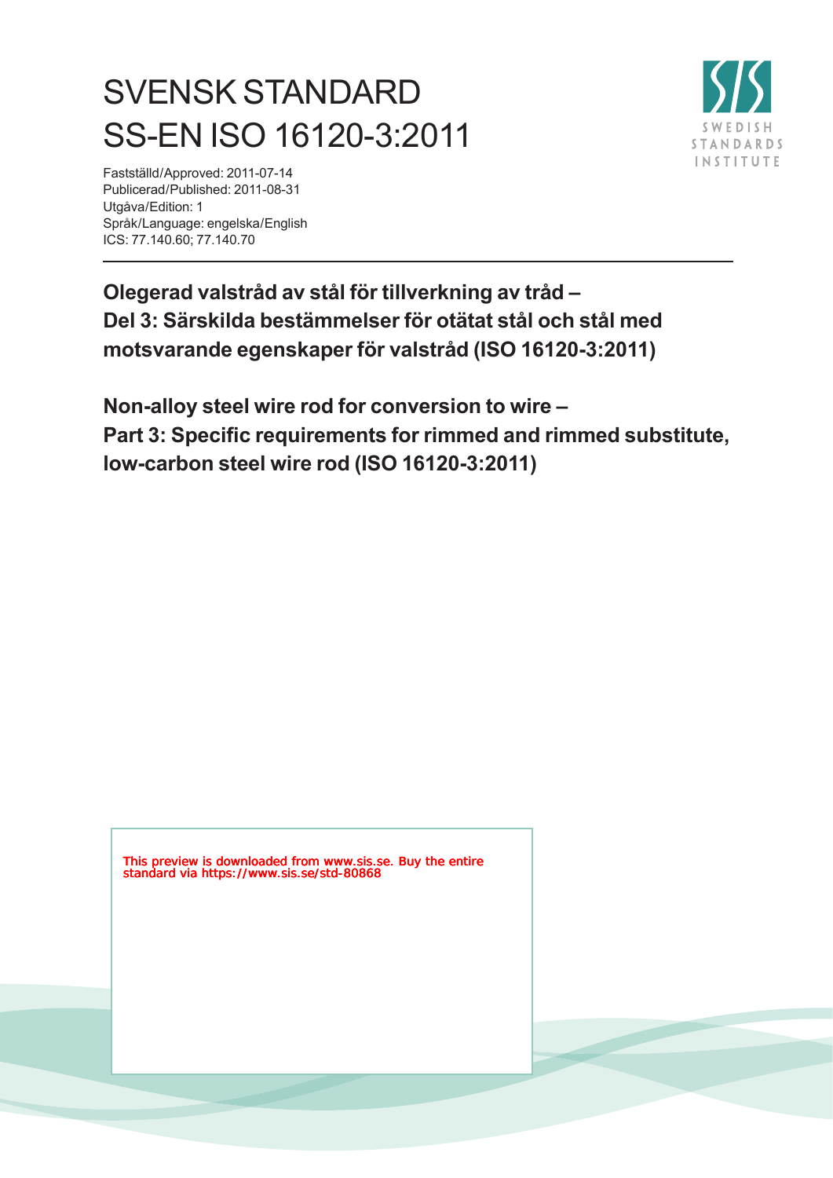# SVENSK STANDARD
# SS-EN ISO 16120-3:2011

Fastställd/Approved: 2011-07-14
Publicerad/Published: 2011-08-31
Utgåva/Edition: 1
Språk/Language: engelska/English
ICS: 77.140.60; 77.140.70

SWEDISH STANDARDS INSTITUTE

## Olegerad valstråd av stål för tillverkning av tråd – Del 3: Särskilda bestämmelser för otätat stål och stål med motsvarande egenskaper för valstråd (ISO 16120-3:2011)

## Non-alloy steel wire rod for conversion to wire – Part 3: Specific requirements for rimmed and rimmed substitute, low-carbon steel wire rod (ISO 16120-3:2011)

This preview is downloaded from www.sis.se. Buy the entire standard via https://www.sis.se/std-80868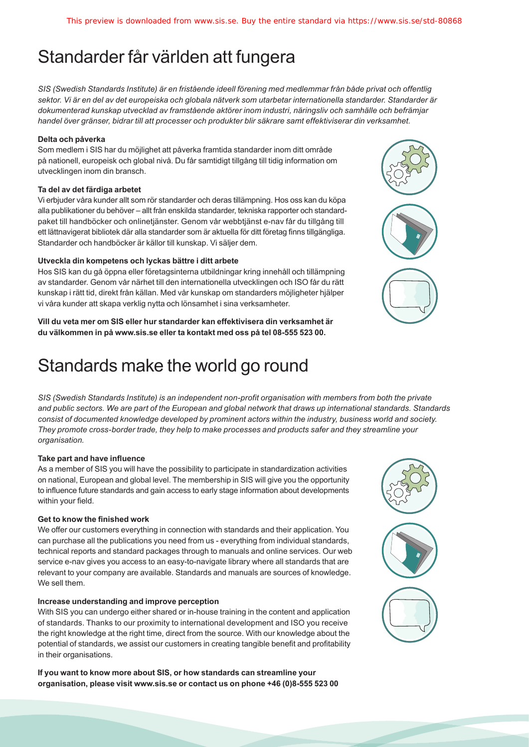# Standarder får världen att fungera

*SIS (Swedish Standards Institute) är en fristående ideell förening med medlemmar från både privat och offentlig sektor. Vi är en del av det europeiska och globala nätverk som utarbetar internationella standarder. Standarder är dokumenterad kunskap utvecklad av framstående aktörer inom industri, näringsliv och samhälle och befrämjar handel över gränser, bidrar till att processer och produkter blir säkrare samt effektiviserar din verksamhet.*

**Delta och påverka**

Som medlem i SIS har du möjlighet att påverka framtida standarder inom ditt område på nationell, europeisk och global nivå. Du får samtidigt tillgång till tidig information om utvecklingen inom din bransch.

**Ta del av det färdiga arbetet**

Vi erbjuder våra kunder allt som rör standarder och deras tillämpning. Hos oss kan du köpa alla publikationer du behöver – allt från enskilda standarder, tekniska rapporter och standardpaket till handböcker och onlinetjänster. Genom vår webbtjänst e-nav får du tillgång till ett lättnavigerat bibliotek där alla standarder som är aktuella för ditt företag finns tillgängliga. Standarder och handböcker är källor till kunskap. Vi säljer dem.

**Utveckla din kompetens och lyckas bättre i ditt arbete**

Hos SIS kan du gå öppna eller företagsinterna utbildningar kring innehåll och tillämpning av standarder. Genom vår närhet till den internationella utvecklingen och ISO får du rätt kunskap i rätt tid, direkt från källan. Med vår kunskap om standarders möjligheter hjälper vi våra kunder att skapa verklig nytta och lönsamhet i sina verksamheter.

**Vill du veta mer om SIS eller hur standarder kan effektivisera din verksamhet är du välkommen in på www.sis.se eller ta kontakt med oss på tel 08-555 523 00.**

# Standards make the world go round

*SIS (Swedish Standards Institute) is an independent non-profit organisation with members from both the private and public sectors. We are part of the European and global network that draws up international standards. Standards consist of documented knowledge developed by prominent actors within the industry, business world and society. They promote cross-border trade, they help to make processes and products safer and they streamline your organisation.*

**Take part and have influence**

As a member of SIS you will have the possibility to participate in standardization activities on national, European and global level. The membership in SIS will give you the opportunity to influence future standards and gain access to early stage information about developments within your field.

**Get to know the finished work**

We offer our customers everything in connection with standards and their application. You can purchase all the publications you need from us - everything from individual standards, technical reports and standard packages through to manuals and online services. Our web service e-nav gives you access to an easy-to-navigate library where all standards that are relevant to your company are available. Standards and manuals are sources of knowledge. We sell them.

**Increase understanding and improve perception**

With SIS you can undergo either shared or in-house training in the content and application of standards. Thanks to our proximity to international development and ISO you receive the right knowledge at the right time, direct from the source. With our knowledge about the potential of standards, we assist our customers in creating tangible benefit and profitability in their organisations.

**If you want to know more about SIS, or how standards can streamline your organisation, please visit www.sis.se or contact us on phone +46 (0)8-555 523 00**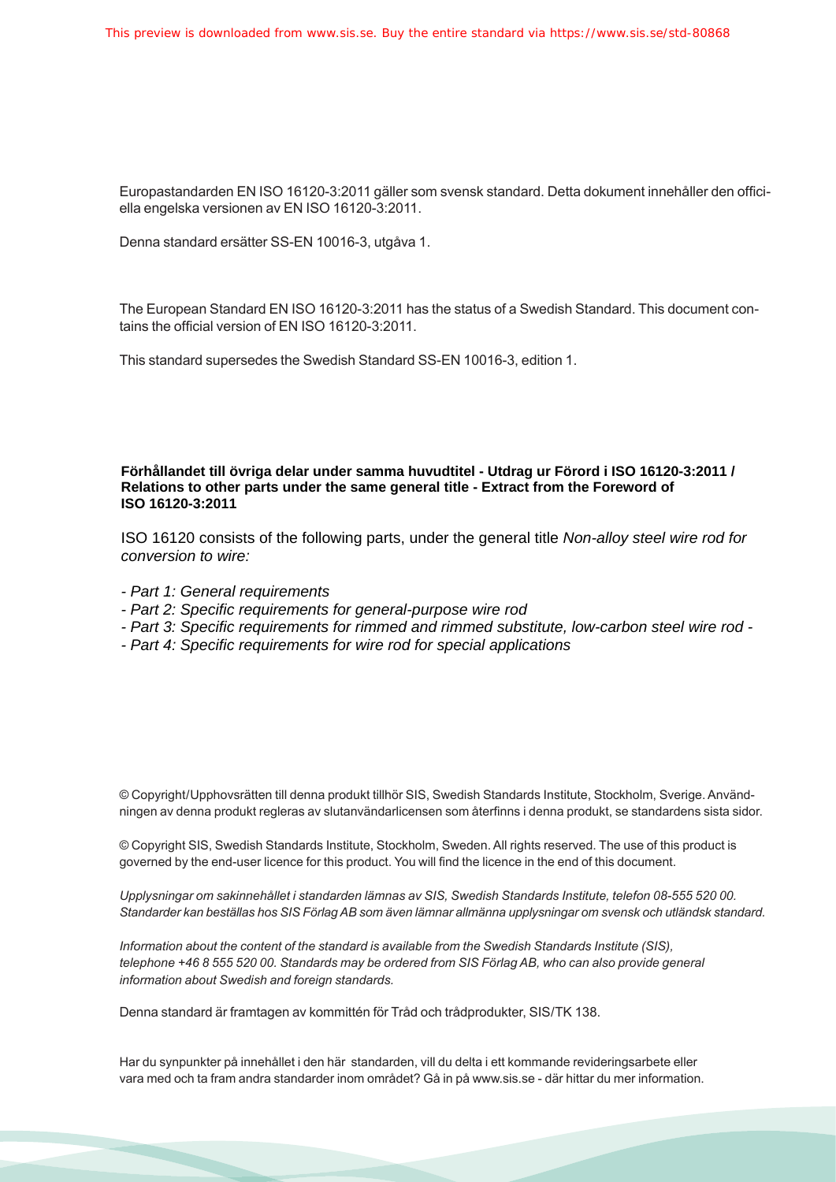Europastandarden EN ISO 16120-3:2011 gäller som svensk standard. Detta dokument innehåller den officiella engelska versionen av EN ISO 16120-3:2011.

Denna standard ersätter SS-EN 10016-3, utgåva 1.

The European Standard EN ISO 16120-3:2011 has the status of a Swedish Standard. This document contains the official version of EN ISO 16120-3:2011.

This standard supersedes the Swedish Standard SS-EN 10016-3, edition 1.

**Förhållandet till övriga delar under samma huvudtitel - Utdrag ur Förord i ISO 16120-3:2011 / Relations to other parts under the same general title - Extract from the Foreword of ISO 16120-3:2011**

ISO 16120 consists of the following parts, under the general title *Non-alloy steel wire rod for conversion to wire:*

- *Part 1: General requirements*
- *Part 2: Specific requirements for general-purpose wire rod*
- *Part 3: Specific requirements for rimmed and rimmed substitute, low-carbon steel wire rod -*
- *Part 4: Specific requirements for wire rod for special applications*

© Copyright/Upphovsrätten till denna produkt tillhör SIS, Swedish Standards Institute, Stockholm, Sverige. Användningen av denna produkt regleras av slutanvändarlicensen som återfinns i denna produkt, se standardens sista sidor.

© Copyright SIS, Swedish Standards Institute, Stockholm, Sweden. All rights reserved. The use of this product is governed by the end-user licence for this product. You will find the licence in the end of this document.

*Upplysningar om sakinnehållet i standarden lämnas av SIS, Swedish Standards Institute, telefon 08-555 520 00. Standarder kan beställas hos SIS Förlag AB som även lämnar allmänna upplysningar om svensk och utländsk standard.*

*Information about the content of the standard is available from the Swedish Standards Institute (SIS), telephone +46 8 555 520 00. Standards may be ordered from SIS Förlag AB, who can also provide general information about Swedish and foreign standards.*

Denna standard är framtagen av kommittén för Tråd och trådprodukter, SIS/TK 138.

Har du synpunkter på innehållet i den här standarden, vill du delta i ett kommande revideringsarbete eller vara med och ta fram andra standarder inom området? Gå in på www.sis.se - där hittar du mer information.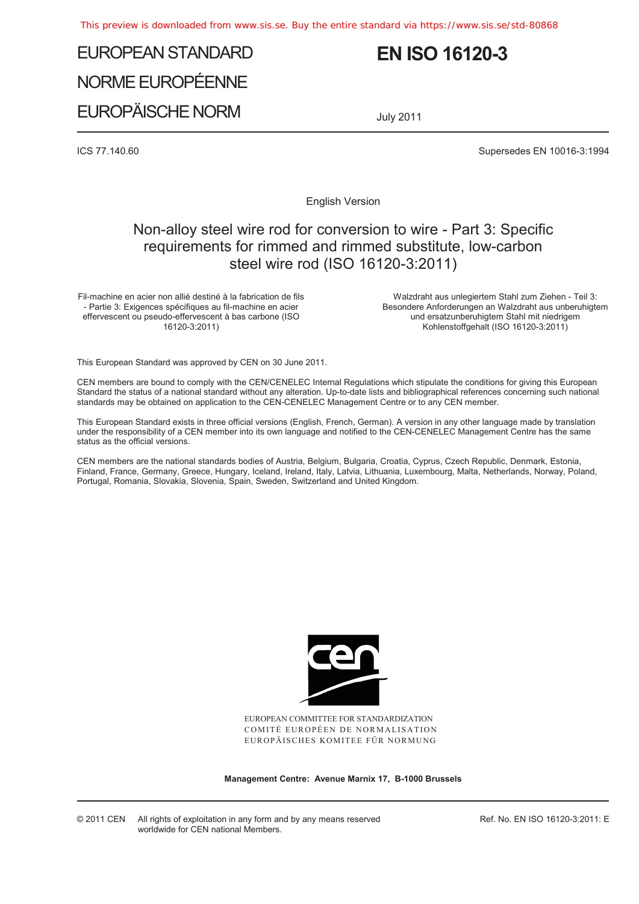# EUROPEAN STANDARD
# NORME EUROPÉENNE
# EUROPÄISCHE NORM

# EN ISO 16120-3

July 2011

ICS 77.140.60

Supersedes EN 10016-3:1994

English Version

## Non-alloy steel wire rod for conversion to wire - Part 3: Specific requirements for rimmed and rimmed substitute, low-carbon steel wire rod (ISO 16120-3:2011)

Fil-machine en acier non allié destiné à la fabrication de fils - Partie 3: Exigences spécifiques au fil-machine en acier effervescent ou pseudo-effervescent à bas carbone (ISO 16120-3:2011)

Walzdraht aus unlegiertem Stahl zum Ziehen - Teil 3: Besondere Anforderungen an Walzdraht aus unberuhigtem und ersatzunberuhigtem Stahl mit niedrigem Kohlenstoffgehalt (ISO 16120-3:2011)

This European Standard was approved by CEN on 30 June 2011.

CEN members are bound to comply with the CEN/CENELEC Internal Regulations which stipulate the conditions for giving this European Standard the status of a national standard without any alteration. Up-to-date lists and bibliographical references concerning such national standards may be obtained on application to the CEN-CENELEC Management Centre or to any CEN member.

This European Standard exists in three official versions (English, French, German). A version in any other language made by translation under the responsibility of a CEN member into its own language and notified to the CEN-CENELEC Management Centre has the same status as the official versions.

CEN members are the national standards bodies of Austria, Belgium, Bulgaria, Croatia, Cyprus, Czech Republic, Denmark, Estonia, Finland, France, Germany, Greece, Hungary, Iceland, Ireland, Italy, Latvia, Lithuania, Luxembourg, Malta, Netherlands, Norway, Poland, Portugal, Romania, Slovakia, Slovenia, Spain, Sweden, Switzerland and United Kingdom.

EUROPEAN COMMITTEE FOR STANDARDIZATION
COMITÉ EUROPÉEN DE NORMALISATION
EUROPÄISCHES KOMITEE FÜR NORMUNG

**Management Centre: Avenue Marnix 17, B-1000 Brussels**

© 2011 CEN All rights of exploitation in any form and by any means reserved worldwide for CEN national Members.

Ref. No. EN ISO 16120-3:2011: E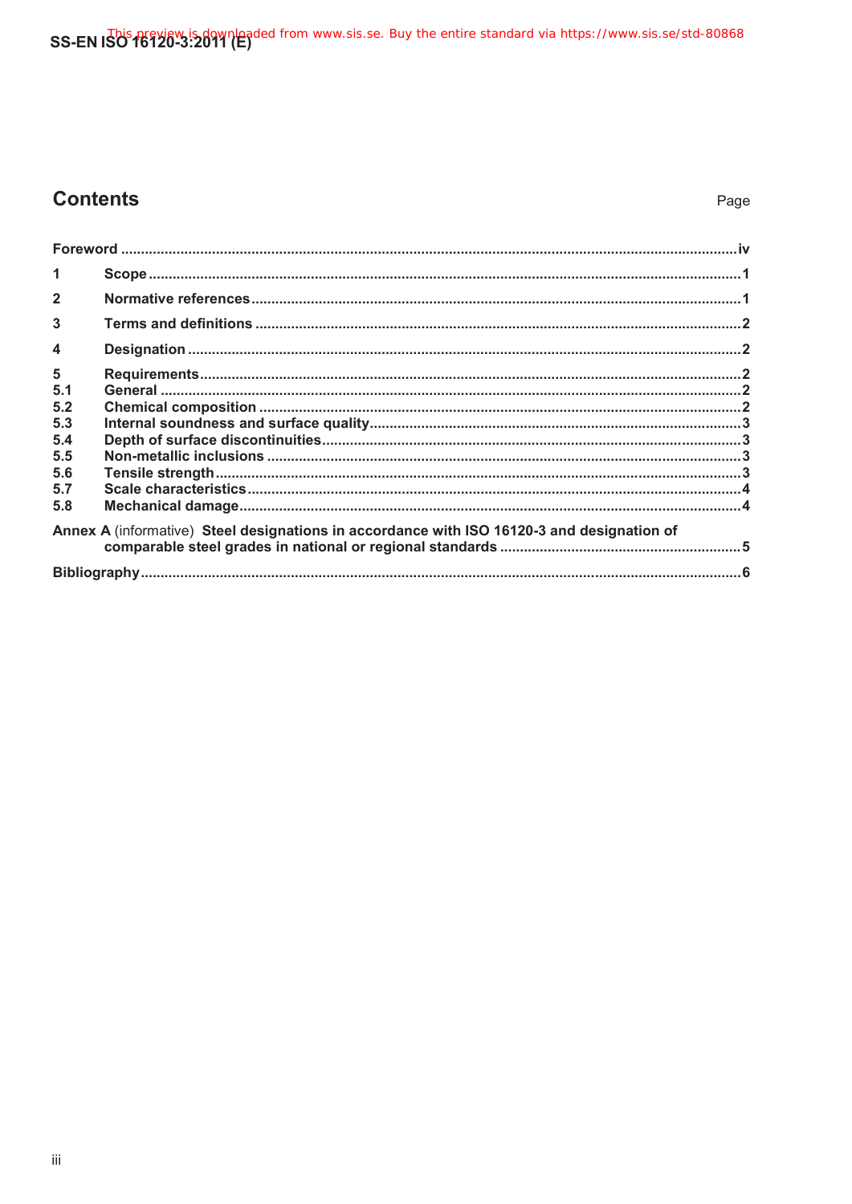# Contents

Page

| | | |
|---|---|---|
| **Foreword** | | **iv** |
| **1** | **Scope** | **1** |
| **2** | **Normative references** | **1** |
| **3** | **Terms and definitions** | **2** |
| **4** | **Designation** | **2** |
| **5** | **Requirements** | **2** |
| **5.1** | **General** | **2** |
| **5.2** | **Chemical composition** | **2** |
| **5.3** | **Internal soundness and surface quality** | **3** |
| **5.4** | **Depth of surface discontinuities** | **3** |
| **5.5** | **Non-metallic inclusions** | **3** |
| **5.6** | **Tensile strength** | **3** |
| **5.7** | **Scale characteristics** | **4** |
| **5.8** | **Mechanical damage** | **4** |
| **Annex A** (informative) | **Steel designations in accordance with ISO 16120-3 and designation of comparable steel grades in national or regional standards** | **5** |
| **Bibliography** | | **6** |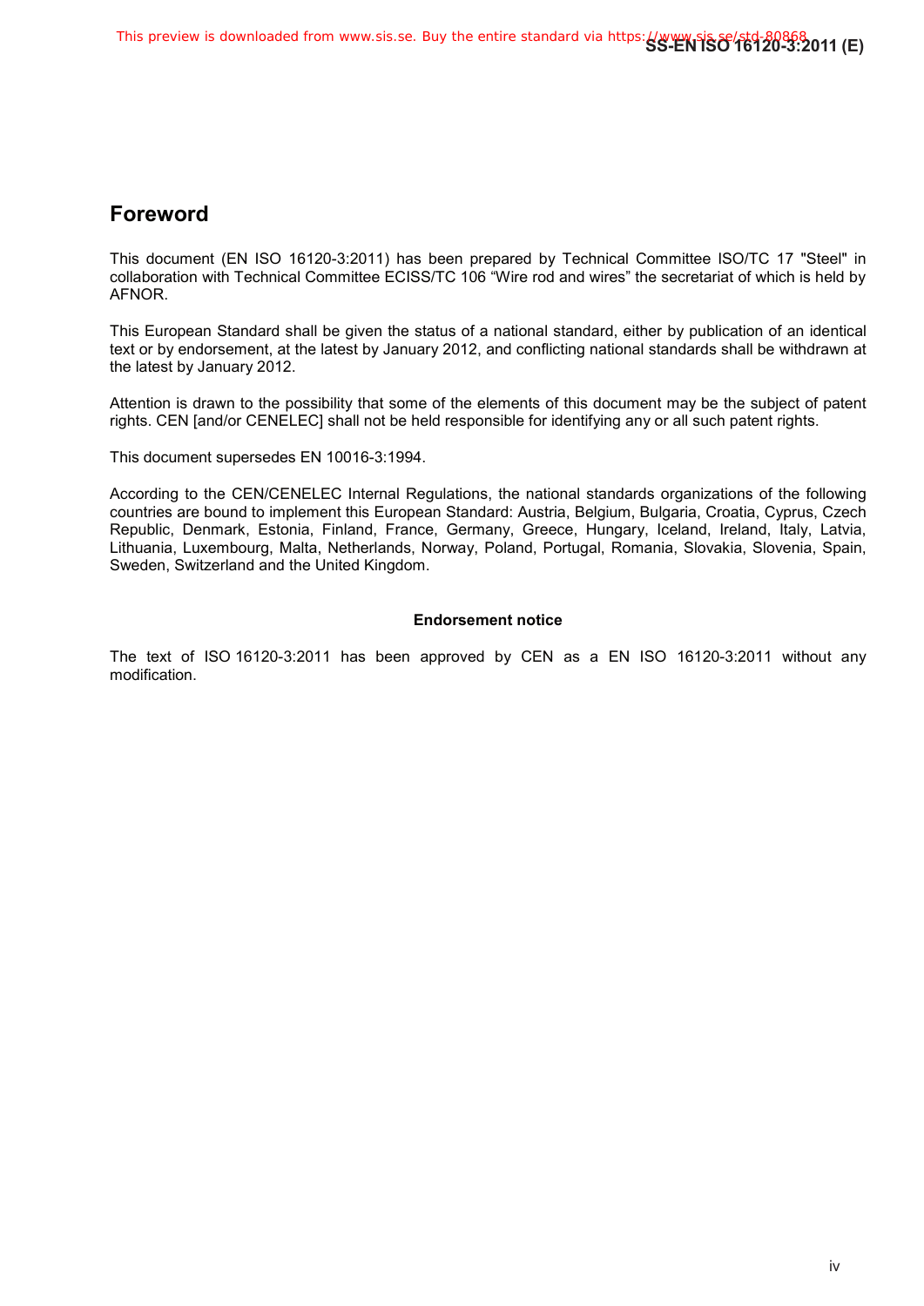## Foreword

This document (EN ISO 16120-3:2011) has been prepared by Technical Committee ISO/TC 17 "Steel" in collaboration with Technical Committee ECISS/TC 106 “Wire rod and wires” the secretariat of which is held by AFNOR.

This European Standard shall be given the status of a national standard, either by publication of an identical text or by endorsement, at the latest by January 2012, and conflicting national standards shall be withdrawn at the latest by January 2012.

Attention is drawn to the possibility that some of the elements of this document may be the subject of patent rights. CEN [and/or CENELEC] shall not be held responsible for identifying any or all such patent rights.

This document supersedes EN 10016-3:1994.

According to the CEN/CENELEC Internal Regulations, the national standards organizations of the following countries are bound to implement this European Standard: Austria, Belgium, Bulgaria, Croatia, Cyprus, Czech Republic, Denmark, Estonia, Finland, France, Germany, Greece, Hungary, Iceland, Ireland, Italy, Latvia, Lithuania, Luxembourg, Malta, Netherlands, Norway, Poland, Portugal, Romania, Slovakia, Slovenia, Spain, Sweden, Switzerland and the United Kingdom.

**Endorsement notice**

The text of ISO 16120-3:2011 has been approved by CEN as a EN ISO 16120-3:2011 without any modification.